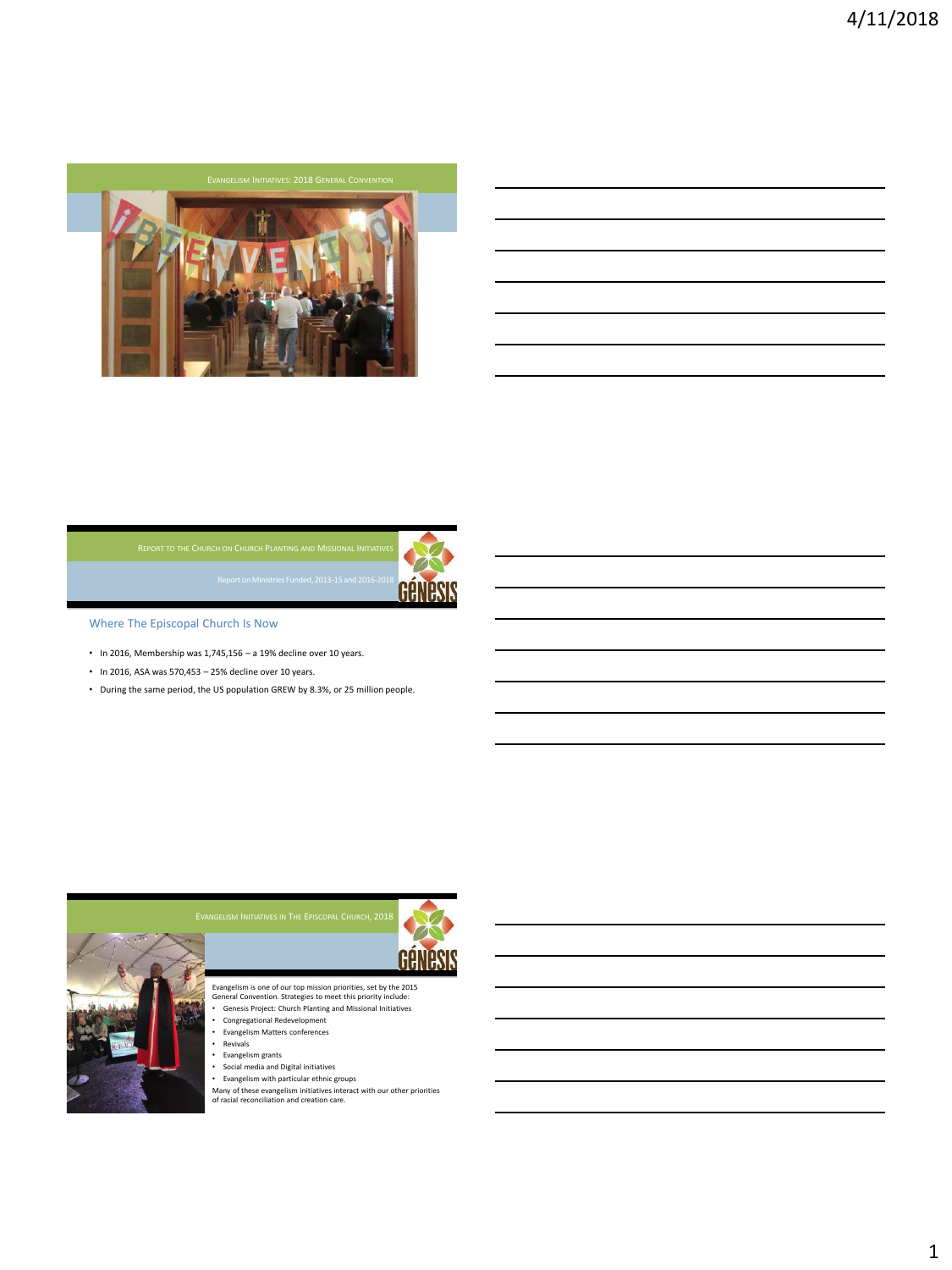## Evangelism Initiatives: 2018 General Convention

## Report to the Church on Church Planting and Missional Initiatives

Report on Ministries Funded, 2013-15 and 2016-2018

### Where The Episcopal Church Is Now

- In 2016, Membership was 1,745,156 – a 19% decline over 10 years.
- In 2016, ASA was 570,453 – 25% decline over 10 years.
- During the same period, the US population GREW by 8.3%, or 25 million people.

## Evangelism Initiatives in The Episcopal Church, 2018

Evangelism is one of our top mission priorities, set by the 2015 General Convention. Strategies to meet this priority include:

- Genesis Project: Church Planting and Missional Initiatives
- Congregational Redevelopment
- Evangelism Matters conferences
- Revivals
- Evangelism grants
- Social media and Digital initiatives
- Evangelism with particular ethnic groups

Many of these evangelism initiatives interact with our other priorities of racial reconciliation and creation care.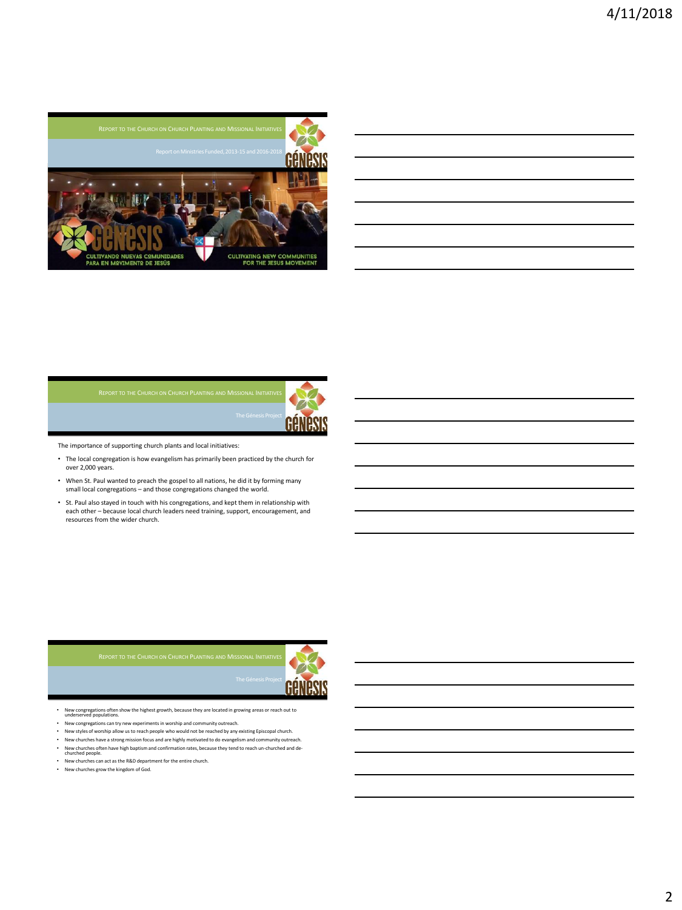## Report to the Church on Church Planting and Missional Initiatives

Report on Ministries Funded, 2013-15 and 2016-2018

GÉNESIS

CULTIVANDO NUEVAS COMUNIDADES PARA EN MOVIMIENTO DE JESÚS

CULTIVATING NEW COMMUNITIES FOR THE JESUS MOVEMENT

## Report to the Church on Church Planting and Missional Initiatives

The Génesis Project

The importance of supporting church plants and local initiatives:

- The local congregation is how evangelism has primarily been practiced by the church for over 2,000 years.
- When St. Paul wanted to preach the gospel to all nations, he did it by forming many small local congregations – and those congregations changed the world.
- St. Paul also stayed in touch with his congregations, and kept them in relationship with each other – because local church leaders need training, support, encouragement, and resources from the wider church.

## Report to the Church on Church Planting and Missional Initiatives

The Génesis Project

- New congregations often show the highest growth, because they are located in growing areas or reach out to underserved populations.
- New congregations can try new experiments in worship and community outreach.
- New styles of worship allow us to reach people who would not be reached by any existing Episcopal church.
- New churches have a strong mission focus and are highly motivated to do evangelism and community outreach.
- New churches often have high baptism and confirmation rates, because they tend to reach un-churched and de-churched people.
- New churches can act as the R&D department for the entire church.
- New churches grow the kingdom of God.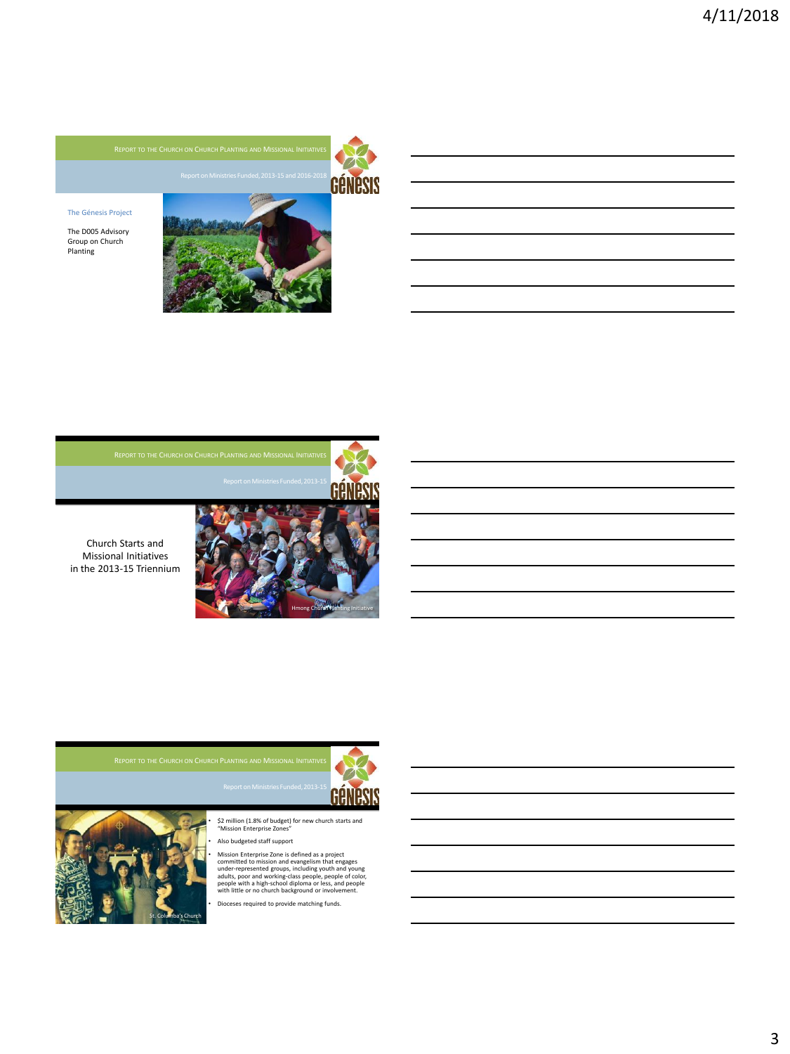## Report to the Church on Church Planting and Missional Initiatives

Report on Ministries Funded, 2013-15 and 2016-2018

The Génesis Project

The D005 Advisory Group on Church Planting

## Report to the Church on Church Planting and Missional Initiatives

Report on Ministries Funded, 2013-15

Church Starts and Missional Initiatives in the 2013-15 Triennium

Hmong Church Planting Initiative

## Report to the Church on Church Planting and Missional Initiatives

Report on Ministries Funded, 2013-15

St. Columba's Church

- $2 million (1.8% of budget) for new church starts and "Mission Enterprise Zones"
- Also budgeted staff support
- Mission Enterprise Zone is defined as a project committed to mission and evangelism that engages under-represented groups, including youth and young adults, poor and working-class people, people of color, people with a high-school diploma or less, and people with little or no church background or involvement.
- Dioceses required to provide matching funds.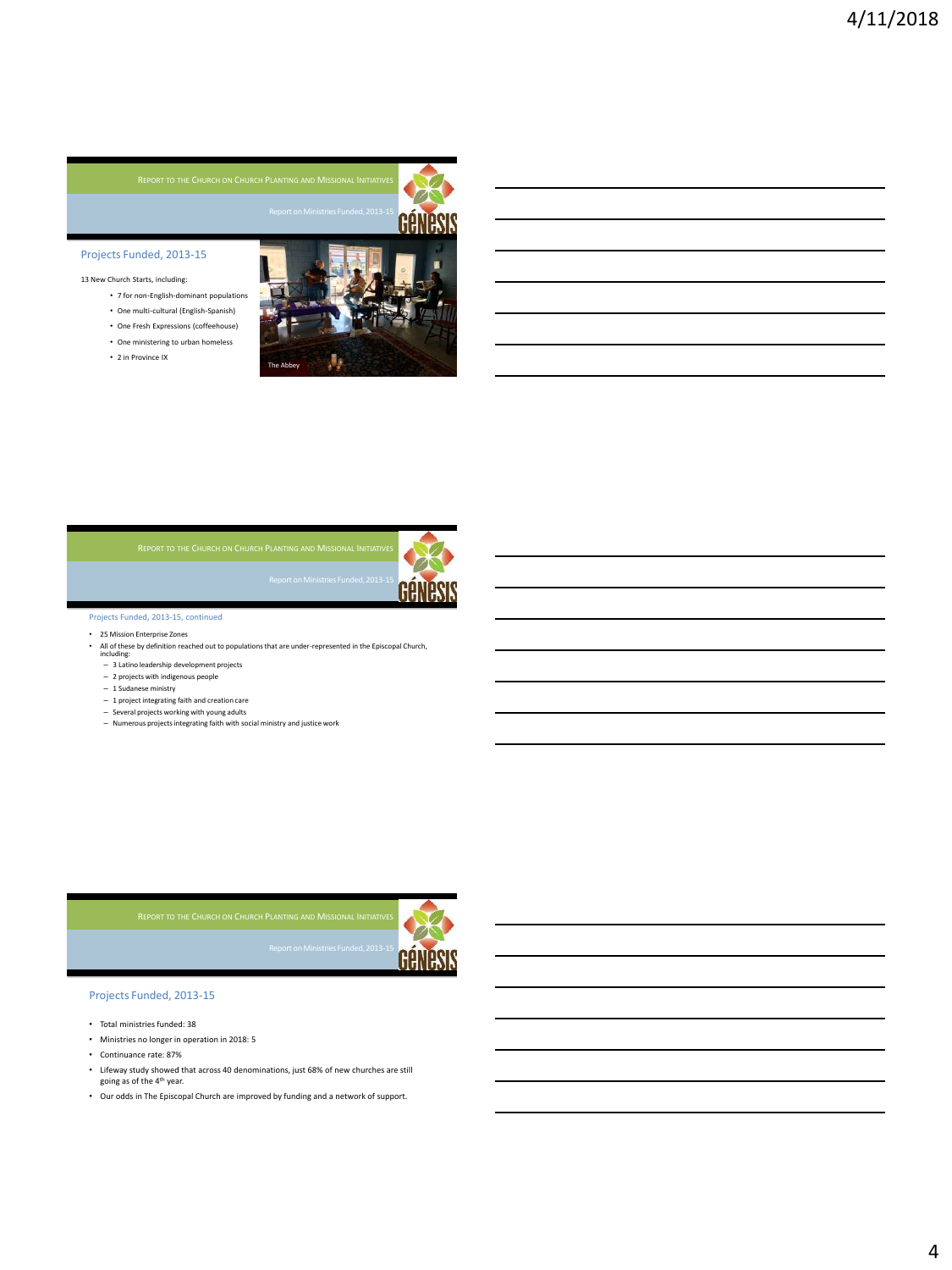## Report to the Church on Church Planting and Missional Initiatives

Report on Ministries Funded, 2013-15

### Projects Funded, 2013-15

13 New Church Starts, including:

- 7 for non-English-dominant populations
- One multi-cultural (English-Spanish)
- One Fresh Expressions (coffeehouse)
- One ministering to urban homeless
- 2 in Province IX

The Abbey

## Report to the Church on Church Planting and Missional Initiatives

Report on Ministries Funded, 2013-15

### Projects Funded, 2013-15, continued

- 25 Mission Enterprise Zones
- All of these by definition reached out to populations that are under-represented in the Episcopal Church, including:
  - 3 Latino leadership development projects
  - 2 projects with indigenous people
  - 1 Sudanese ministry
  - 1 project integrating faith and creation care
  - Several projects working with young adults
  - Numerous projects integrating faith with social ministry and justice work

## Report to the Church on Church Planting and Missional Initiatives

Report on Ministries Funded, 2013-15

### Projects Funded, 2013-15

- Total ministries funded: 38
- Ministries no longer in operation in 2018: 5
- Continuance rate: 87%
- Lifeway study showed that across 40 denominations, just 68% of new churches are still going as of the 4th year.
- Our odds in The Episcopal Church are improved by funding and a network of support.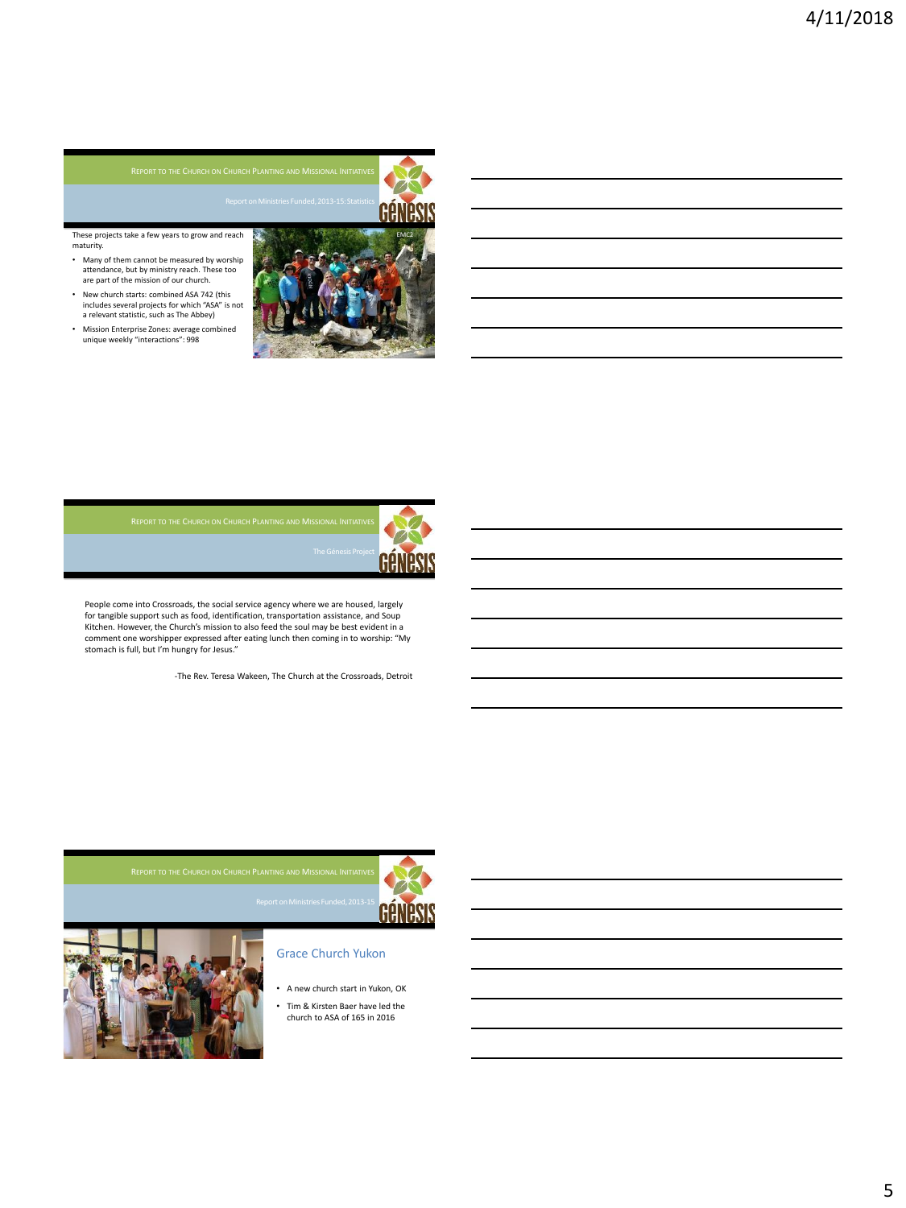## Report to the Church on Church Planting and Missional Initiatives

### Report on Ministries Funded, 2013-15: Statistics

These projects take a few years to grow and reach maturity.

- Many of them cannot be measured by worship attendance, but by ministry reach. These too are part of the mission of our church.
- New church starts: combined ASA 742 (this includes several projects for which "ASA" is not a relevant statistic, such as The Abbey)
- Mission Enterprise Zones: average combined unique weekly "interactions": 998

EMC2

## Report to the Church on Church Planting and Missional Initiatives

### The Génesis Project

People come into Crossroads, the social service agency where we are housed, largely for tangible support such as food, identification, transportation assistance, and Soup Kitchen. However, the Church's mission to also feed the soul may be best evident in a comment one worshipper expressed after eating lunch then coming in to worship: "My stomach is full, but I'm hungry for Jesus."

-The Rev. Teresa Wakeen, The Church at the Crossroads, Detroit

## Report to the Church on Church Planting and Missional Initiatives

### Report on Ministries Funded, 2013-15

#### Grace Church Yukon

- A new church start in Yukon, OK
- Tim & Kirsten Baer have led the church to ASA of 165 in 2016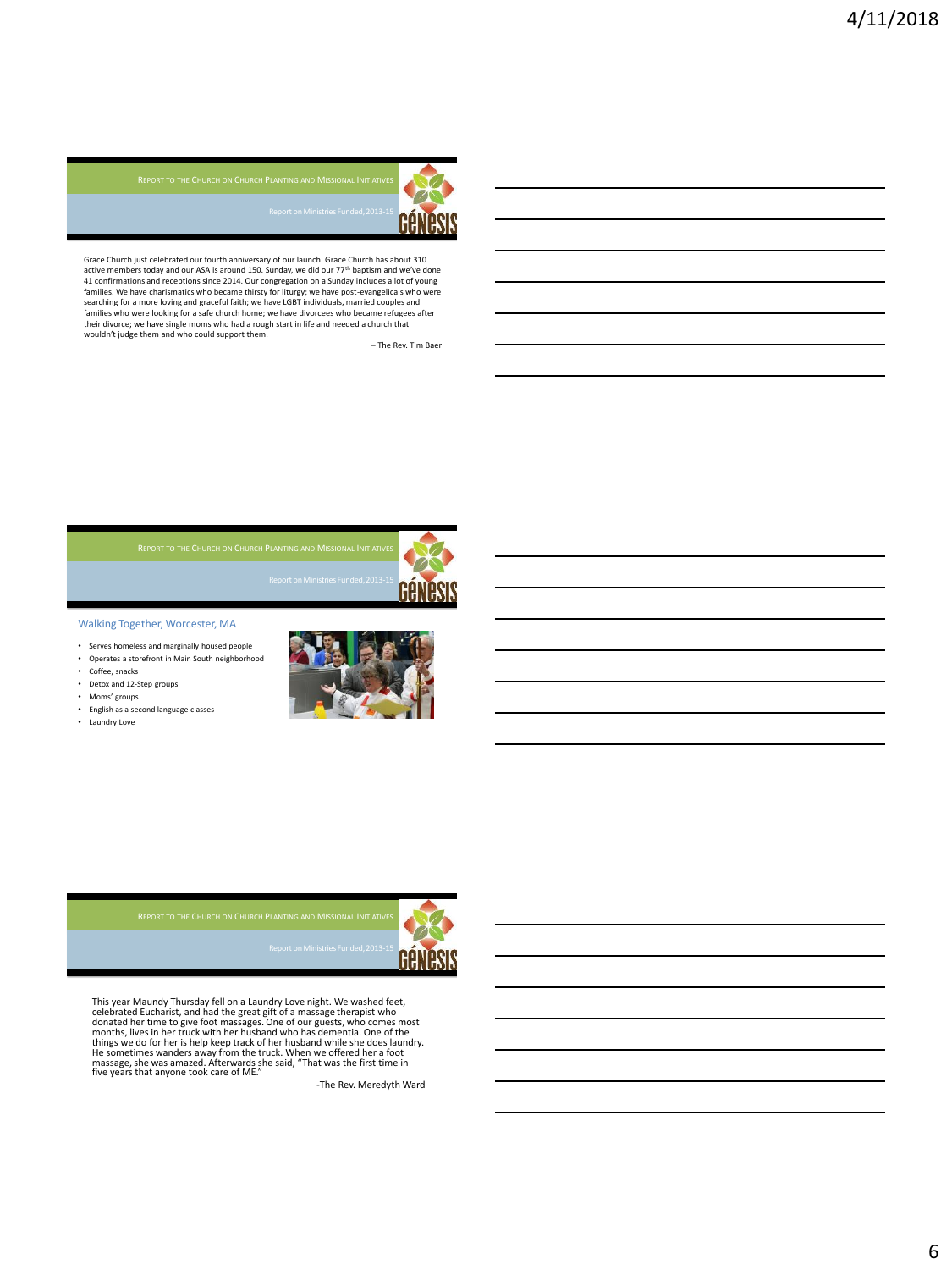REPORT TO THE CHURCH ON CHURCH PLANTING AND MISSIONAL INITIATIVES

Report on Ministries Funded, 2013-15

Grace Church just celebrated our fourth anniversary of our launch. Grace Church has about 310 active members today and our ASA is around 150. Sunday, we did our 77th baptism and we've done 41 confirmations and receptions since 2014. Our congregation on a Sunday includes a lot of young families. We have charismatics who became thirsty for liturgy; we have post-evangelicals who were searching for a more loving and graceful faith; we have LGBT individuals, married couples and families who were looking for a safe church home; we have divorcees who became refugees after their divorce; we have single moms who had a rough start in life and needed a church that wouldn't judge them and who could support them.

– The Rev. Tim Baer

REPORT TO THE CHURCH ON CHURCH PLANTING AND MISSIONAL INITIATIVES

Report on Ministries Funded, 2013-15

## Walking Together, Worcester, MA

- Serves homeless and marginally housed people
- Operates a storefront in Main South neighborhood
- Coffee, snacks
- Detox and 12-Step groups
- Moms' groups
- English as a second language classes
- Laundry Love

REPORT TO THE CHURCH ON CHURCH PLANTING AND MISSIONAL INITIATIVES

Report on Ministries Funded, 2013-15

This year Maundy Thursday fell on a Laundry Love night. We washed feet, celebrated Eucharist, and had the great gift of a massage therapist who donated her time to give foot massages. One of our guests, who comes most months, lives in her truck with her husband who has dementia. One of the things we do for her is help keep track of her husband while she does laundry. He sometimes wanders away from the truck. When we offered her a foot massage, she was amazed. Afterwards she said, "That was the first time in five years that anyone took care of ME."

-The Rev. Meredyth Ward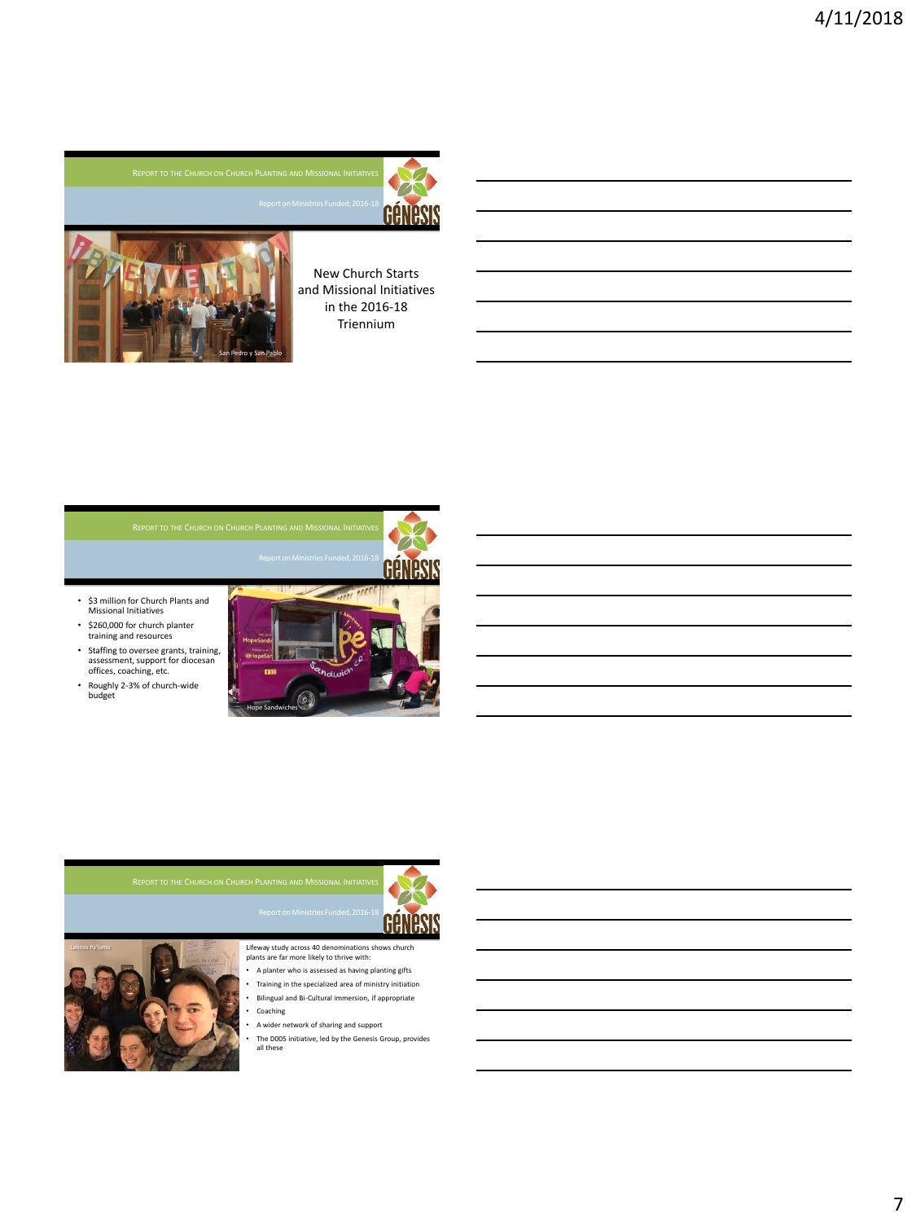REPORT TO THE CHURCH ON CHURCH PLANTING AND MISSIONAL INITIATIVES

Report on Ministries Funded, 2016-18

GÉNESIS

San Pedro y San Pablo

New Church Starts and Missional Initiatives in the 2016-18 Triennium

---

REPORT TO THE CHURCH ON CHURCH PLANTING AND MISSIONAL INITIATIVES

Report on Ministries Funded, 2016-18

GÉNESIS

- $3 million for Church Plants and Missional Initiatives
- $260,000 for church planter training and resources
- Staffing to oversee grants, training, assessment, support for diocesan offices, coaching, etc.
- Roughly 2-3% of church-wide budget

Hope Sandwiches

---

REPORT TO THE CHURCH ON CHURCH PLANTING AND MISSIONAL INITIATIVES

Report on Ministries Funded, 2016-18

GÉNESIS

Latinos Pa'lante

Lifeway study across 40 denominations shows church plants are far more likely to thrive with:

- A planter who is assessed as having planting gifts
- Training in the specialized area of ministry initiation
- Bilingual and Bi-Cultural immersion, if appropriate
- Coaching
- A wider network of sharing and support
- The D005 initiative, led by the Genesis Group, provides all these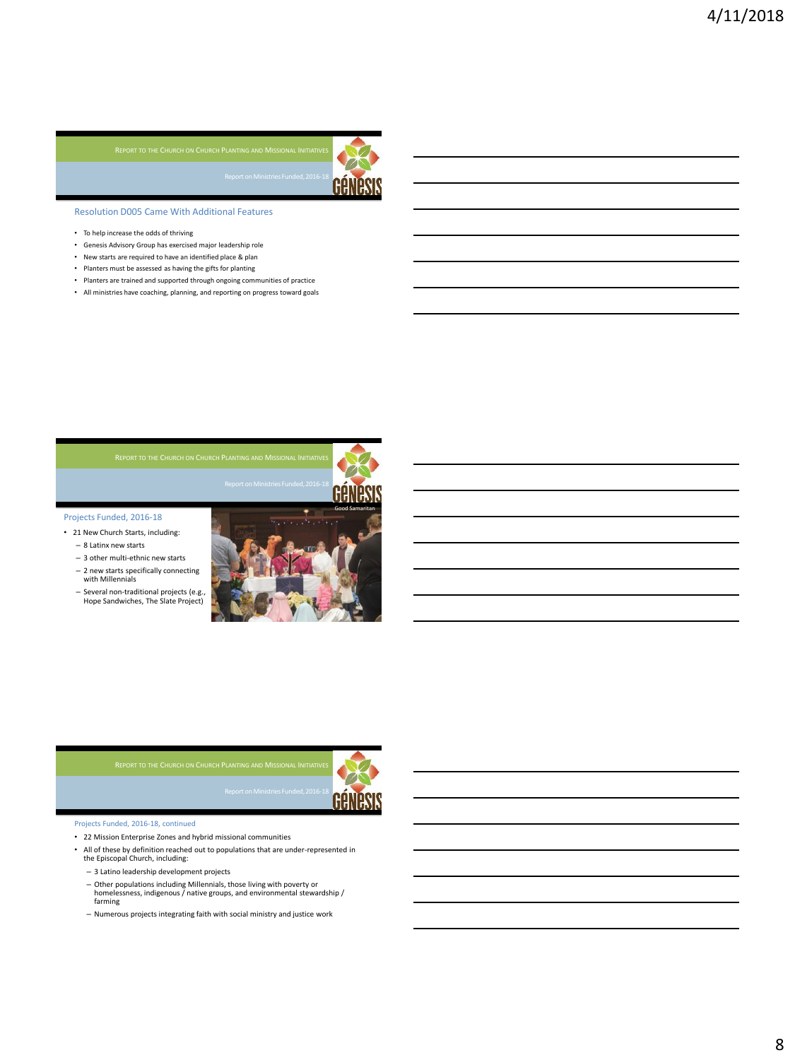## Report to the Church on Church Planting and Missional Initiatives

### Report on Ministries Funded, 2016-18

#### Resolution D005 Came With Additional Features

- To help increase the odds of thriving
- Genesis Advisory Group has exercised major leadership role
- New starts are required to have an identified place & plan
- Planters must be assessed as having the gifts for planting
- Planters are trained and supported through ongoing communities of practice
- All ministries have coaching, planning, and reporting on progress toward goals

## Report to the Church on Church Planting and Missional Initiatives

### Report on Ministries Funded, 2016-18

#### Projects Funded, 2016-18

- 21 New Church Starts, including:
  - 8 Latinx new starts
  - 3 other multi-ethnic new starts
  - 2 new starts specifically connecting with Millennials
  - Several non-traditional projects (e.g., Hope Sandwiches, The Slate Project)

Good Samaritan

## Report to the Church on Church Planting and Missional Initiatives

### Report on Ministries Funded, 2016-18

#### Projects Funded, 2016-18, continued

- 22 Mission Enterprise Zones and hybrid missional communities
- All of these by definition reached out to populations that are under-represented in the Episcopal Church, including:
  - 3 Latino leadership development projects
  - Other populations including Millennials, those living with poverty or homelessness, indigenous / native groups, and environmental stewardship / farming
  - Numerous projects integrating faith with social ministry and justice work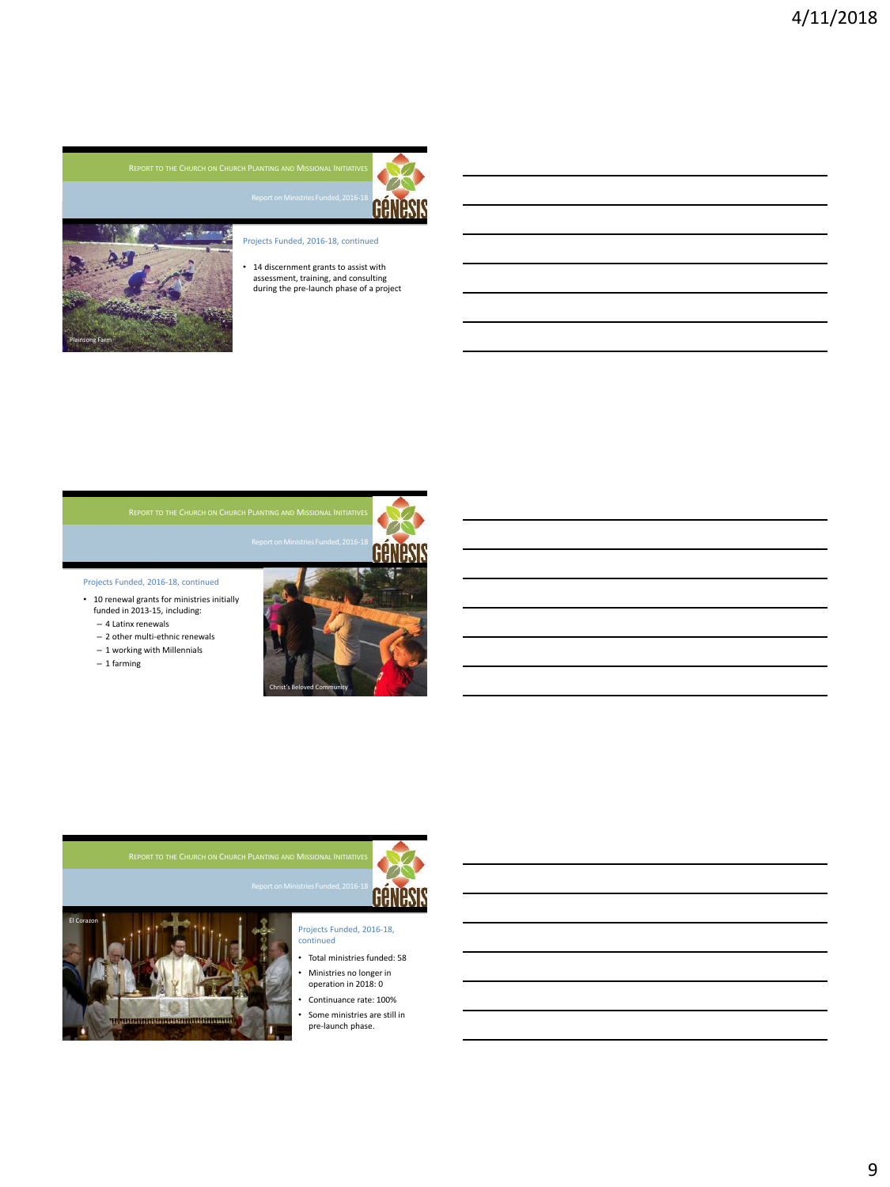## Report to the Church on Church Planting and Missional Initiatives

### Report on Ministries Funded, 2016-18

Plainsong Farm

Projects Funded, 2016-18, continued

- 14 discernment grants to assist with assessment, training, and consulting during the pre-launch phase of a project

## Report to the Church on Church Planting and Missional Initiatives

### Report on Ministries Funded, 2016-18

Projects Funded, 2016-18, continued

- 10 renewal grants for ministries initially funded in 2013-15, including:
  - 4 Latinx renewals
  - 2 other multi-ethnic renewals
  - 1 working with Millennials
  - 1 farming

Christ's Beloved Community

## Report to the Church on Church Planting and Missional Initiatives

### Report on Ministries Funded, 2016-18

El Corazon

Projects Funded, 2016-18, continued

- Total ministries funded: 58
- Ministries no longer in operation in 2018: 0
- Continuance rate: 100%
- Some ministries are still in pre-launch phase.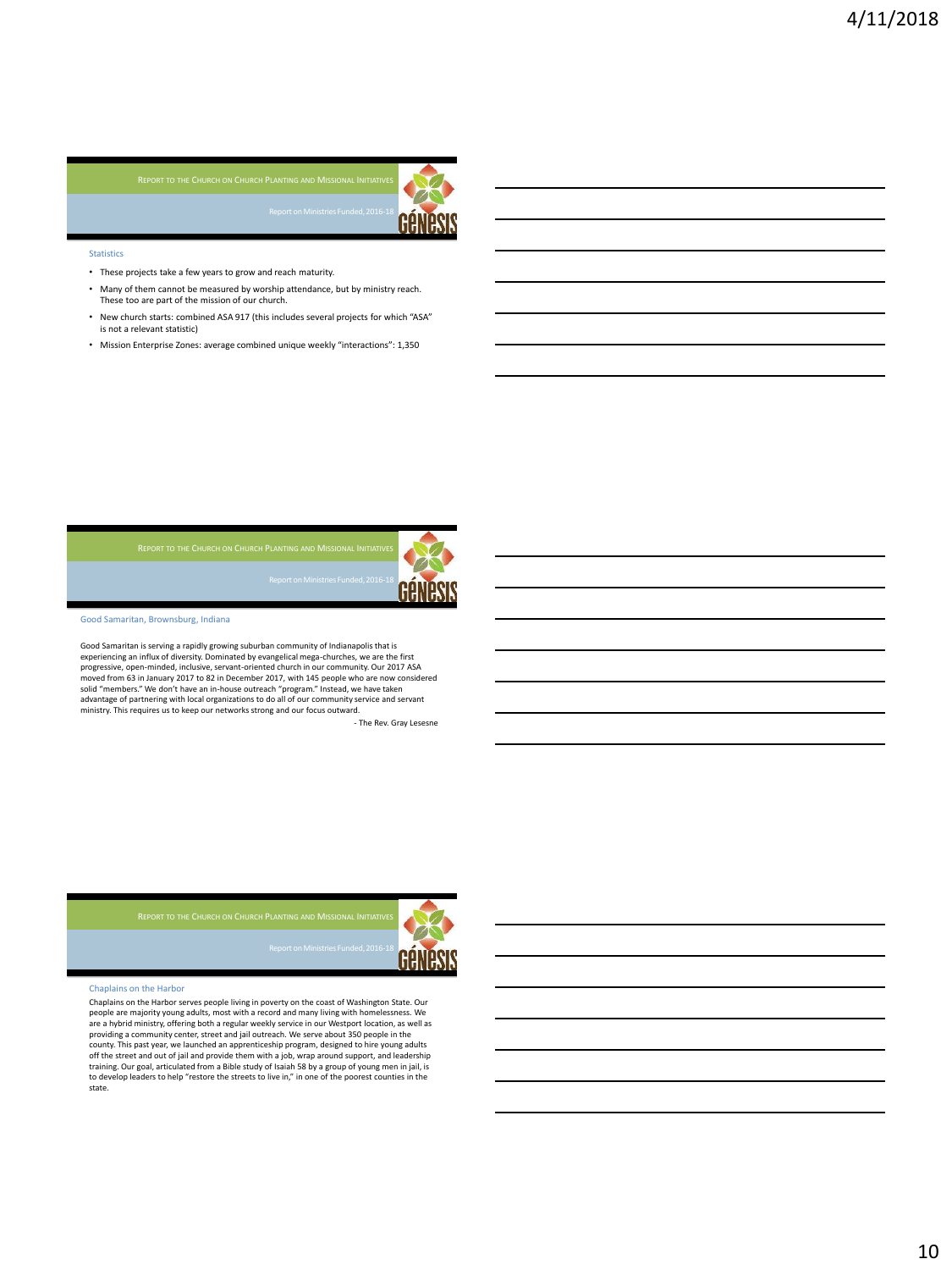## Report to the Church on Church Planting and Missional Initiatives

### Report on Ministries Funded, 2016-18

#### Statistics

- These projects take a few years to grow and reach maturity.
- Many of them cannot be measured by worship attendance, but by ministry reach. These too are part of the mission of our church.
- New church starts: combined ASA 917 (this includes several projects for which "ASA" is not a relevant statistic)
- Mission Enterprise Zones: average combined unique weekly "interactions": 1,350

## Report to the Church on Church Planting and Missional Initiatives

### Report on Ministries Funded, 2016-18

#### Good Samaritan, Brownsburg, Indiana

Good Samaritan is serving a rapidly growing suburban community of Indianapolis that is experiencing an influx of diversity. Dominated by evangelical mega-churches, we are the first progressive, open-minded, inclusive, servant-oriented church in our community. Our 2017 ASA moved from 63 in January 2017 to 82 in December 2017, with 145 people who are now considered solid "members." We don't have an in-house outreach "program." Instead, we have taken advantage of partnering with local organizations to do all of our community service and servant ministry. This requires us to keep our networks strong and our focus outward.

- The Rev. Gray Lesesne

## Report to the Church on Church Planting and Missional Initiatives

### Report on Ministries Funded, 2016-18

#### Chaplains on the Harbor

Chaplains on the Harbor serves people living in poverty on the coast of Washington State. Our people are majority young adults, most with a record and many living with homelessness. We are a hybrid ministry, offering both a regular weekly service in our Westport location, as well as providing a community center, street and jail outreach. We serve about 350 people in the county. This past year, we launched an apprenticeship program, designed to hire young adults off the street and out of jail and provide them with a job, wrap around support, and leadership training. Our goal, articulated from a Bible study of Isaiah 58 by a group of young men in jail, is to develop leaders to help "restore the streets to live in," in one of the poorest counties in the state.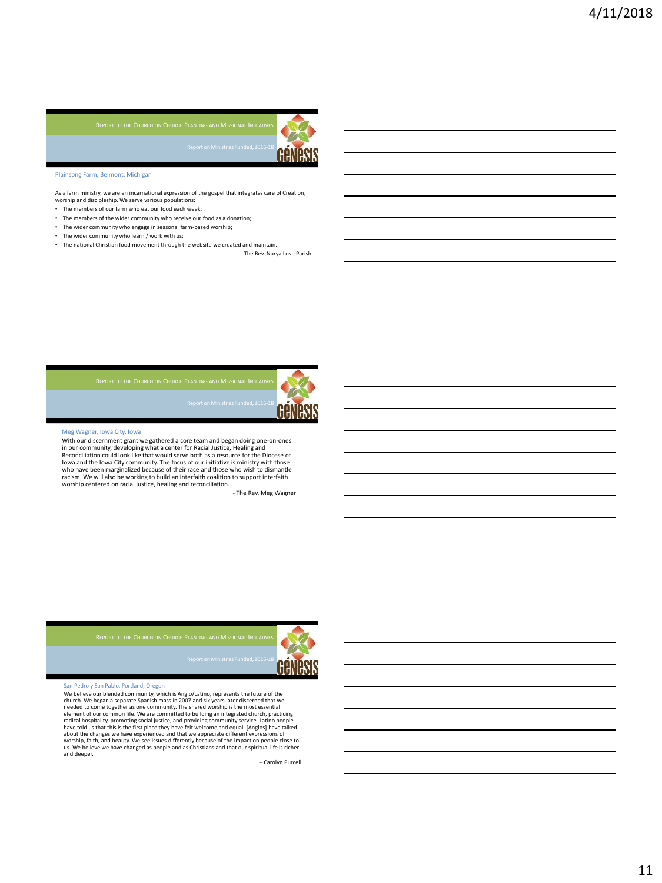REPORT TO THE CHURCH ON CHURCH PLANTING AND MISSIONAL INITIATIVES

Report on Ministries Funded, 2016-18

Plainsong Farm, Belmont, Michigan

As a farm ministry, we are an incarnational expression of the gospel that integrates care of Creation, worship and discipleship. We serve various populations:

- The members of our farm who eat our food each week;
- The members of the wider community who receive our food as a donation;
- The wider community who engage in seasonal farm-based worship;
- The wider community who learn / work with us;
- The national Christian food movement through the website we created and maintain.

- The Rev. Nurya Love Parish

REPORT TO THE CHURCH ON CHURCH PLANTING AND MISSIONAL INITIATIVES

Report on Ministries Funded, 2016-18

Meg Wagner, Iowa City, Iowa

With our discernment grant we gathered a core team and began doing one-on-ones in our community, developing what a center for Racial Justice, Healing and Reconciliation could look like that would serve both as a resource for the Diocese of Iowa and the Iowa City community. The focus of our initiative is ministry with those who have been marginalized because of their race and those who wish to dismantle racism. We will also be working to build an interfaith coalition to support interfaith worship centered on racial justice, healing and reconciliation.

- The Rev. Meg Wagner

REPORT TO THE CHURCH ON CHURCH PLANTING AND MISSIONAL INITIATIVES

Report on Ministries Funded, 2016-18

San Pedro y San Pablo, Portland, Oregon

We believe our blended community, which is Anglo/Latino, represents the future of the church. We began a separate Spanish mass in 2007 and six years later discerned that we needed to come together as one community. The shared worship is the most essential element of our common life. We are committed to building an integrated church, practicing radical hospitality, promoting social justice, and providing community service. Latino people have told us that this is the first place they have felt welcome and equal. [Anglos] have talked about the changes we have experienced and that we appreciate different expressions of worship, faith, and beauty. We see issues differently because of the impact on people close to us. We believe we have changed as people and as Christians and that our spiritual life is richer and deeper.

– Carolyn Purcell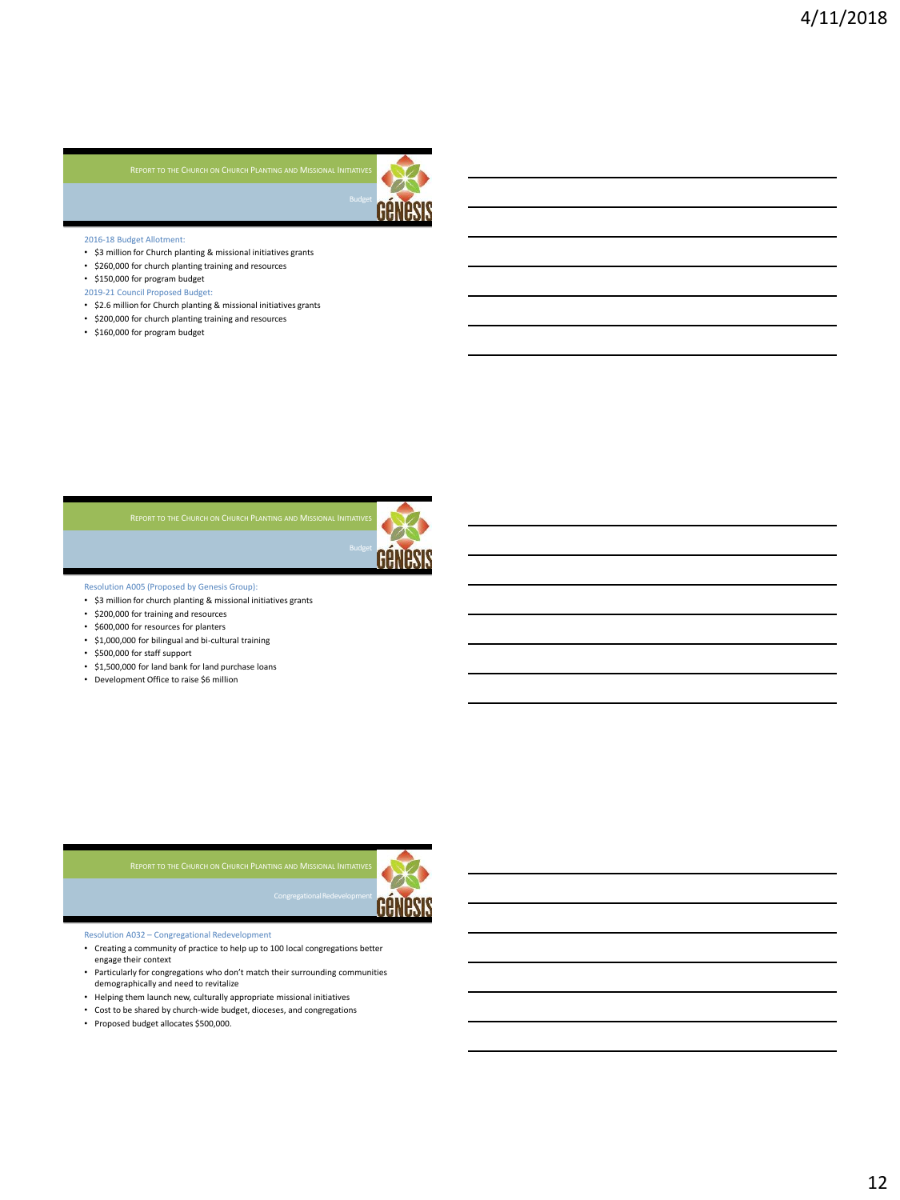## Report to the Church on Church Planting and Missional Initiatives

### Budget

2016-18 Budget Allotment:

- $3 million for Church planting & missional initiatives grants
- $260,000 for church planting training and resources
- $150,000 for program budget

2019-21 Council Proposed Budget:

- $2.6 million for Church planting & missional initiatives grants
- $200,000 for church planting training and resources
- $160,000 for program budget

## Report to the Church on Church Planting and Missional Initiatives

### Budget

Resolution A005 (Proposed by Genesis Group):

- $3 million for church planting & missional initiatives grants
- $200,000 for training and resources
- $600,000 for resources for planters
- $1,000,000 for bilingual and bi-cultural training
- $500,000 for staff support
- $1,500,000 for land bank for land purchase loans
- Development Office to raise $6 million

## Report to the Church on Church Planting and Missional Initiatives

### Congregational Redevelopment

Resolution A032 – Congregational Redevelopment

- Creating a community of practice to help up to 100 local congregations better engage their context
- Particularly for congregations who don't match their surrounding communities demographically and need to revitalize
- Helping them launch new, culturally appropriate missional initiatives
- Cost to be shared by church-wide budget, dioceses, and congregations
- Proposed budget allocates $500,000.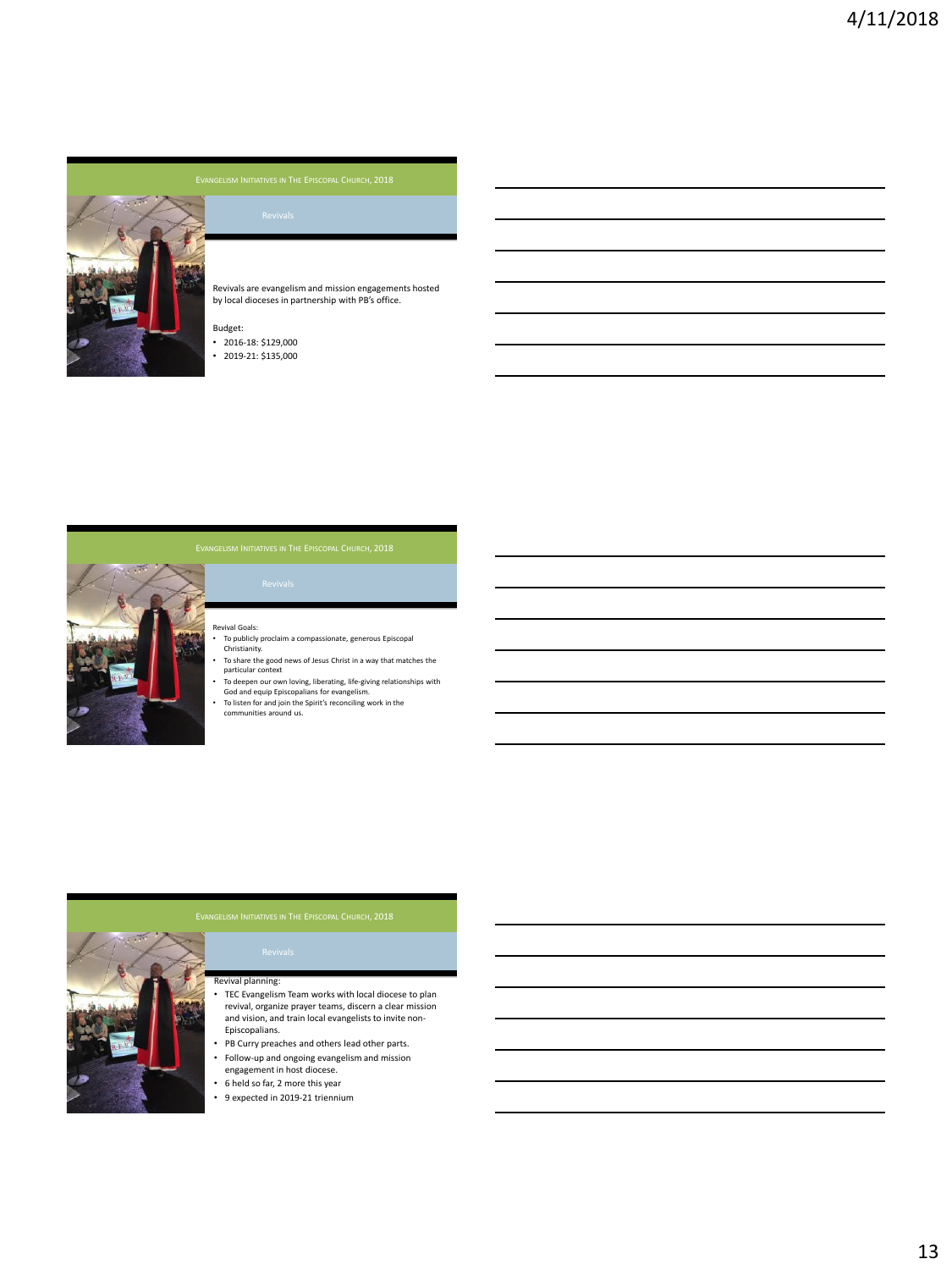## Evangelism Initiatives in The Episcopal Church, 2018

### Revivals

Revivals are evangelism and mission engagements hosted by local dioceses in partnership with PB's office.

Budget:

- 2016-18: $129,000
- 2019-21: $135,000

## Evangelism Initiatives in The Episcopal Church, 2018

### Revivals

Revival Goals:

- To publicly proclaim a compassionate, generous Episcopal Christianity.
- To share the good news of Jesus Christ in a way that matches the particular context
- To deepen our own loving, liberating, life-giving relationships with God and equip Episcopalians for evangelism.
- To listen for and join the Spirit's reconciling work in the communities around us.

## Evangelism Initiatives in The Episcopal Church, 2018

### Revivals

Revival planning:

- TEC Evangelism Team works with local diocese to plan revival, organize prayer teams, discern a clear mission and vision, and train local evangelists to invite non-Episcopalians.
- PB Curry preaches and others lead other parts.
- Follow-up and ongoing evangelism and mission engagement in host diocese.
- 6 held so far, 2 more this year
- 9 expected in 2019-21 triennium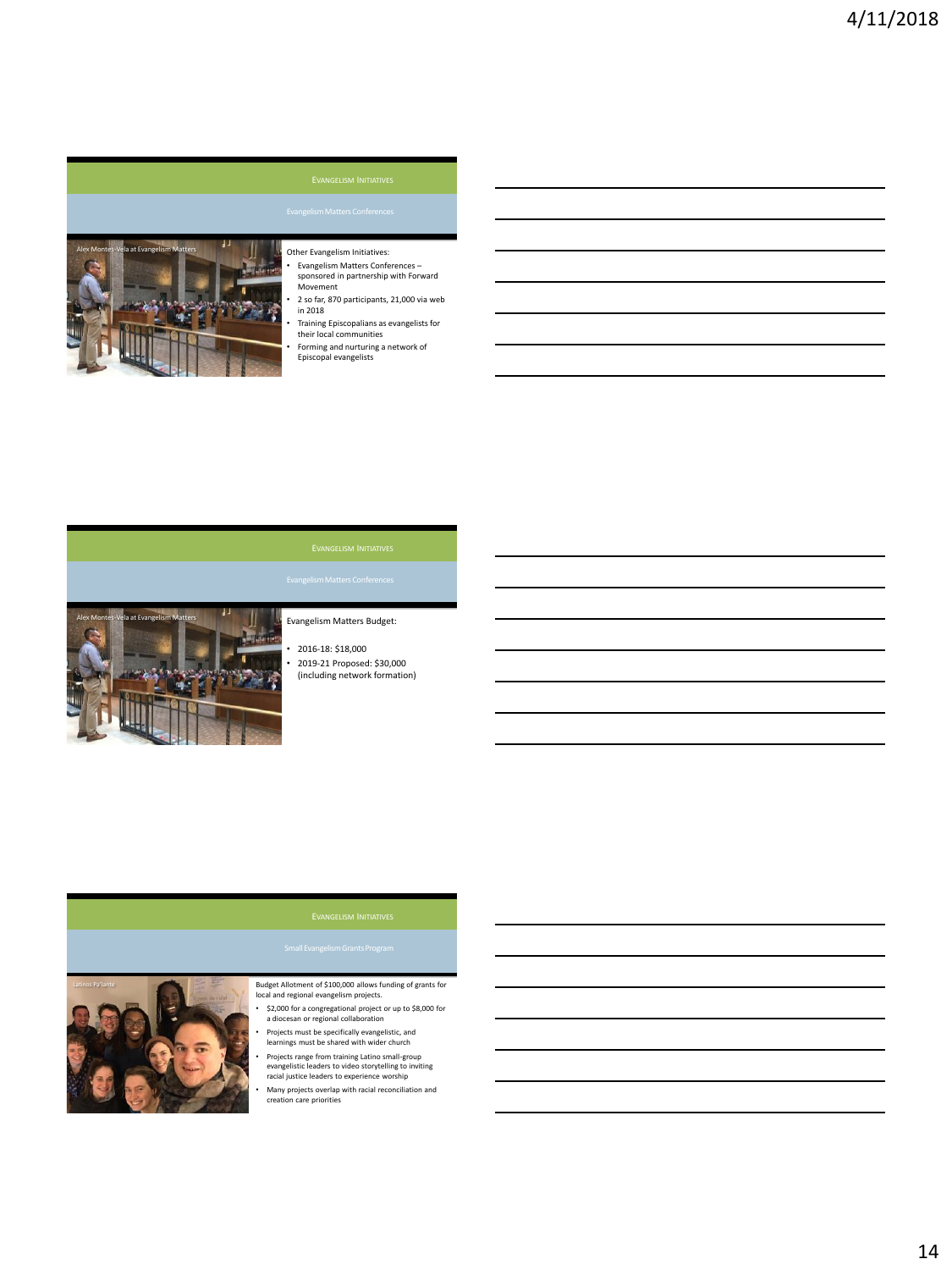## Evangelism Initiatives

### Evangelism Matters Conferences

Alex Montes-Vela at Evangelism Matters

Other Evangelism Initiatives:

- Evangelism Matters Conferences – sponsored in partnership with Forward Movement
- 2 so far, 870 participants, 21,000 via web in 2018
- Training Episcopalians as evangelists for their local communities
- Forming and nurturing a network of Episcopal evangelists

## Evangelism Initiatives

### Evangelism Matters Conferences

Alex Montes-Vela at Evangelism Matters

Evangelism Matters Budget:

- 2016-18: $18,000
- 2019-21 Proposed: $30,000 (including network formation)

## Evangelism Initiatives

### Small Evangelism Grants Program

Latinos Pa'lante

Budget Allotment of $100,000 allows funding of grants for local and regional evangelism projects.

- $2,000 for a congregational project or up to $8,000 for a diocesan or regional collaboration
- Projects must be specifically evangelistic, and learnings must be shared with wider church
- Projects range from training Latino small-group evangelistic leaders to video storytelling to inviting racial justice leaders to experience worship
- Many projects overlap with racial reconciliation and creation care priorities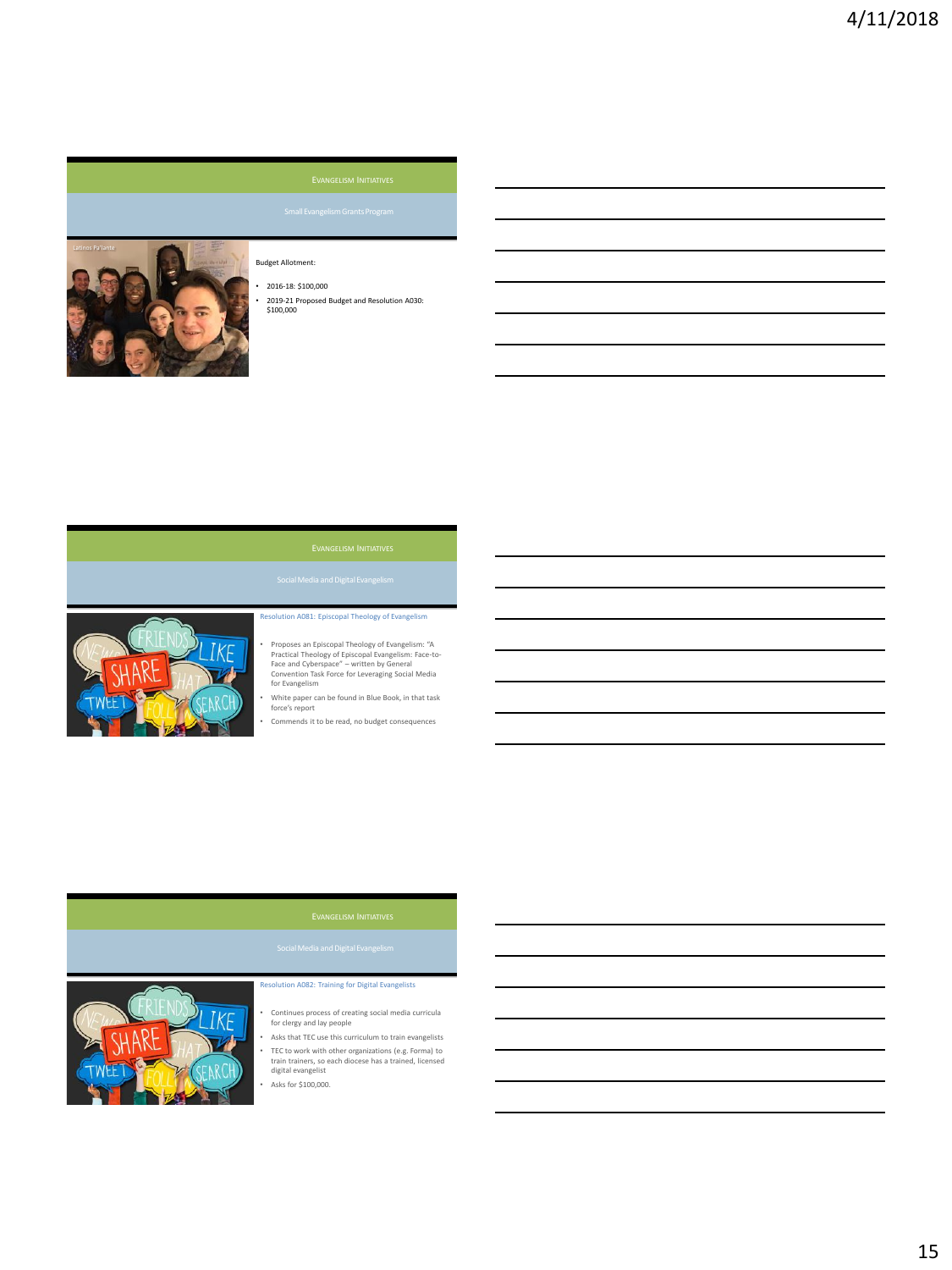## Evangelism Initiatives

### Small Evangelism Grants Program

Latinos Pa'lante

Budget Allotment:

- 2016-18: $100,000
- 2019-21 Proposed Budget and Resolution A030: $100,000

## Evangelism Initiatives

### Social Media and Digital Evangelism

Resolution A081: Episcopal Theology of Evangelism

- Proposes an Episcopal Theology of Evangelism: "A Practical Theology of Episcopal Evangelism: Face-to-Face and Cyberspace" – written by General Convention Task Force for Leveraging Social Media for Evangelism
- White paper can be found in Blue Book, in that task force's report
- Commends it to be read, no budget consequences

## Evangelism Initiatives

### Social Media and Digital Evangelism

Resolution A082: Training for Digital Evangelists

- Continues process of creating social media curricula for clergy and lay people
- Asks that TEC use this curriculum to train evangelists
- TEC to work with other organizations (e.g. Forma) to train trainers, so each diocese has a trained, licensed digital evangelist
- Asks for $100,000.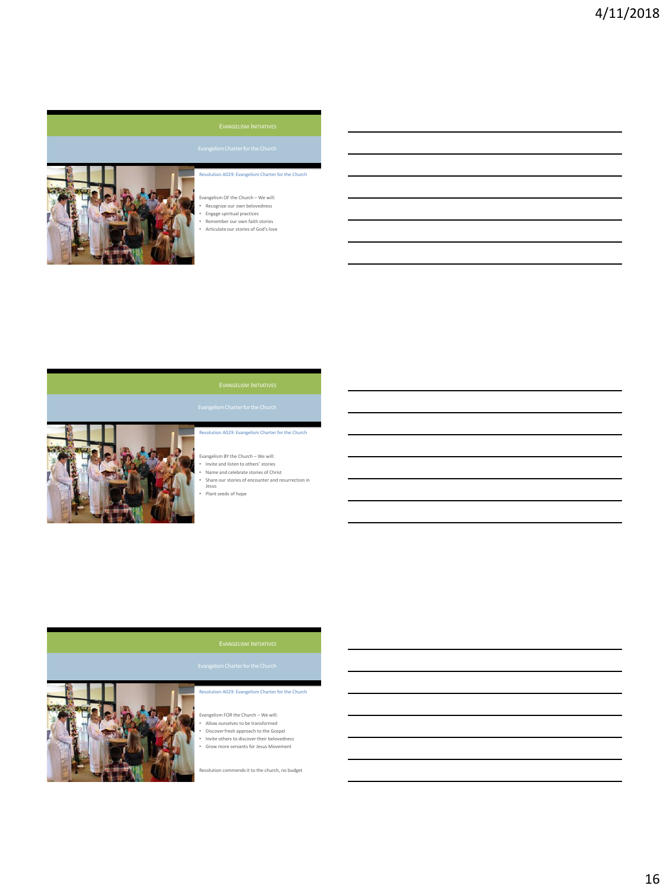## Evangelism Initiatives

### Evangelism Charter for the Church

Resolution A029: Evangelism Charter for the Church

Evangelism OF the Church – We will:

- Recognize our own belovedness
- Engage spiritual practices
- Remember our own faith stories
- Articulate our stories of God's love

## Evangelism Initiatives

### Evangelism Charter for the Church

Resolution A029: Evangelism Charter for the Church

Evangelism BY the Church – We will:

- Invite and listen to others' stories
- Name and celebrate stories of Christ
- Share our stories of encounter and resurrection in Jesus
- Plant seeds of hope

## Evangelism Initiatives

### Evangelism Charter for the Church

Resolution A029: Evangelism Charter for the Church

Evangelism FOR the Church – We will:

- Allow ourselves to be transformed
- Discover fresh approach to the Gospel
- Invite others to discover their belovedness
- Grow more servants for Jesus Movement

Resolution commends it to the church, no budget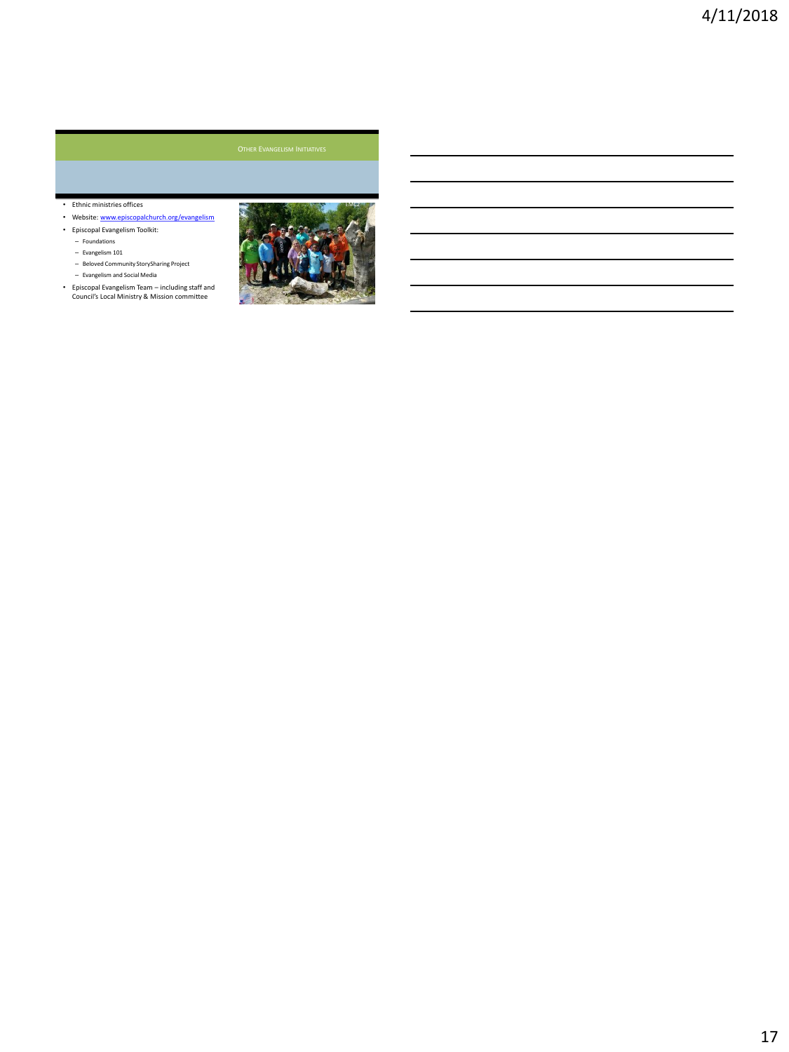## Other Evangelism Initiatives

- Ethnic ministries offices
- Website: www.episcopalchurch.org/evangelism
- Episcopal Evangelism Toolkit:
  - Foundations
  - Evangelism 101
  - Beloved Community StorySharing Project
  - Evangelism and Social Media
- Episcopal Evangelism Team – including staff and Council's Local Ministry & Mission committee